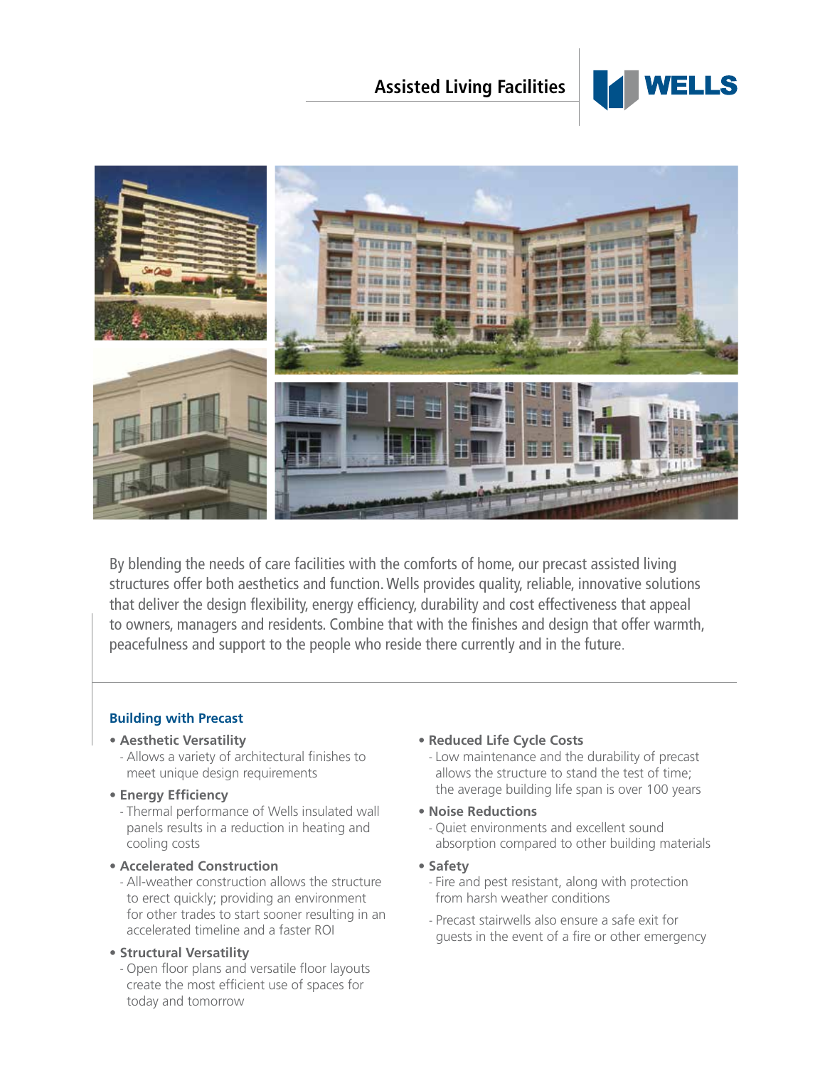# Assisted Living Facilities

WELLS

By blending the needs of care facilities with the comforts of home, our precast assisted living structures offer both aesthetics and function. Wells provides quality, reliable, innovative solutions that deliver the design flexibility, energy efficiency, durability and cost effectiveness that appeal to owners, managers and residents. Combine that with the finishes and design that offer warmth, peacefulness and support to the people who reside there currently and in the future.

## Building with Precast

- **Aesthetic Versatility**
  - Allows a variety of architectural finishes to meet unique design requirements
- **Energy Efficiency**
  - Thermal performance of Wells insulated wall panels results in a reduction in heating and cooling costs
- **Accelerated Construction**
  - All-weather construction allows the structure to erect quickly; providing an environment for other trades to start sooner resulting in an accelerated timeline and a faster ROI
- **Structural Versatility**
  - Open floor plans and versatile floor layouts create the most efficient use of spaces for today and tomorrow
- **Reduced Life Cycle Costs**
  - Low maintenance and the durability of precast allows the structure to stand the test of time; the average building life span is over 100 years
- **Noise Reductions**
  - Quiet environments and excellent sound absorption compared to other building materials
- **Safety**
  - Fire and pest resistant, along with protection from harsh weather conditions
  - Precast stairwells also ensure a safe exit for guests in the event of a fire or other emergency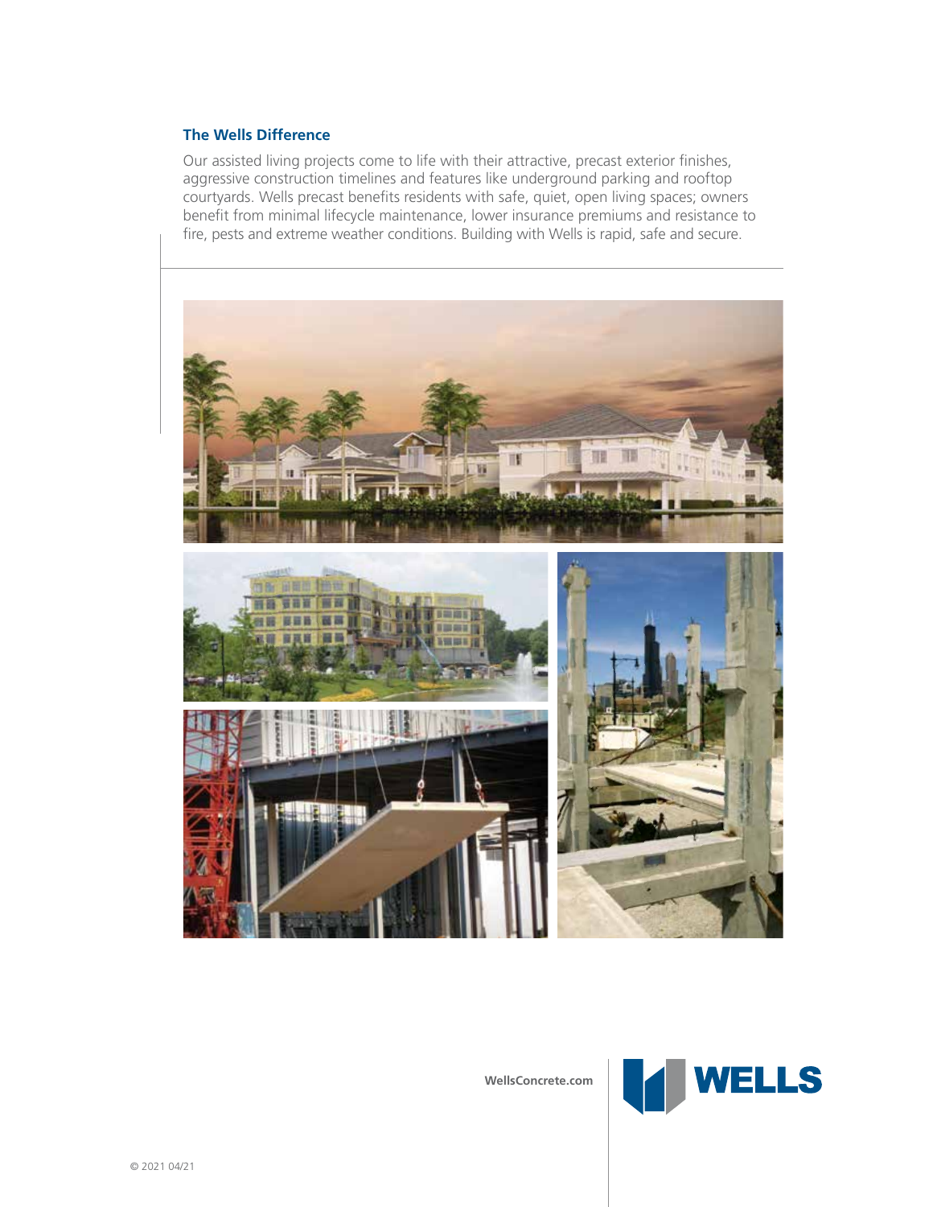## The Wells Difference

Our assisted living projects come to life with their attractive, precast exterior finishes, aggressive construction timelines and features like underground parking and rooftop courtyards. Wells precast benefits residents with safe, quiet, open living spaces; owners benefit from minimal lifecycle maintenance, lower insurance premiums and resistance to fire, pests and extreme weather conditions. Building with Wells is rapid, safe and secure.

WellsConcrete.com

WELLS

© 2021 04/21